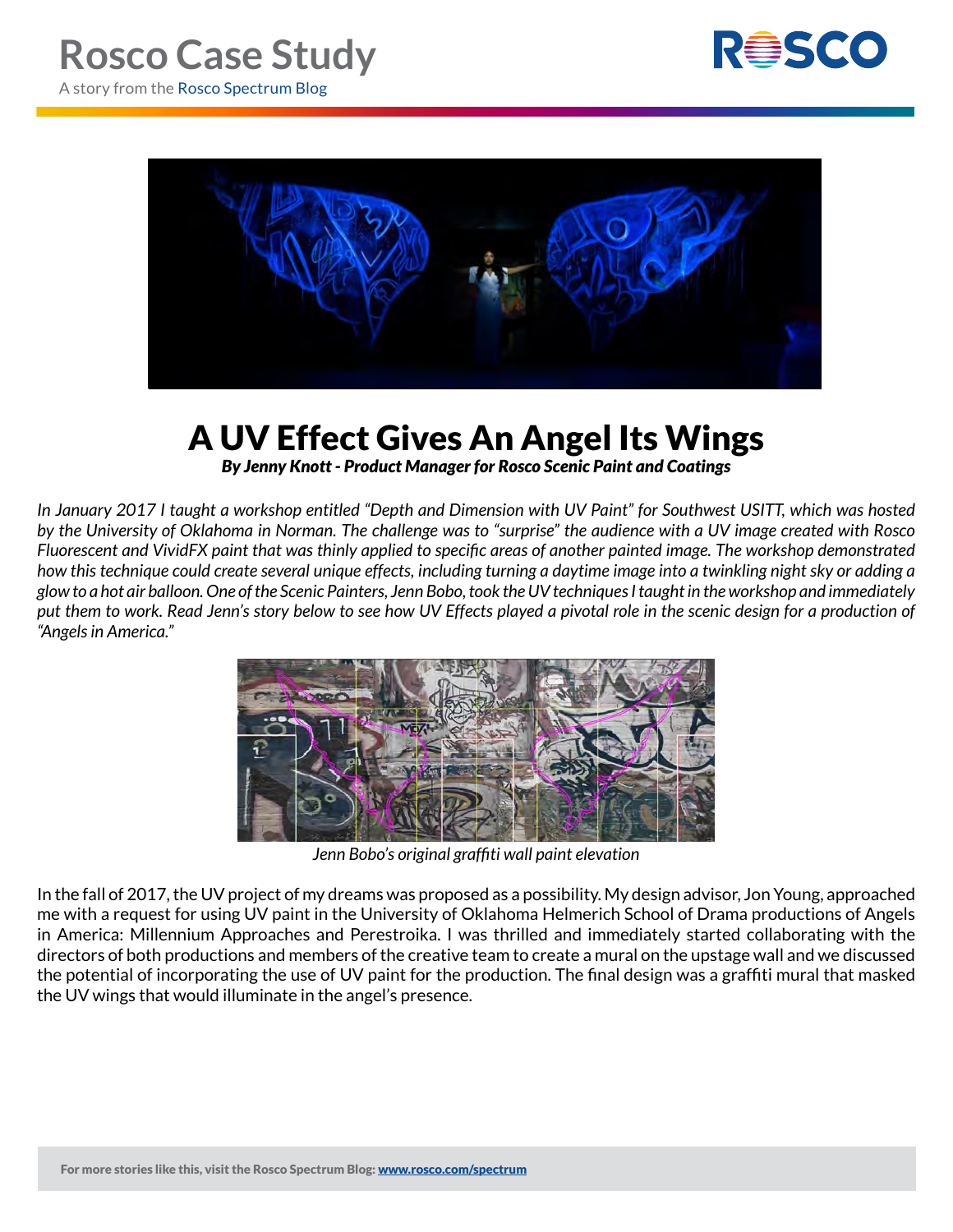# Rosco Case Study

A story from the Rosco Spectrum Blog

# A UV Effect Gives An Angel Its Wings

***By Jenny Knott - Product Manager for Rosco Scenic Paint and Coatings***

*In January 2017 I taught a workshop entitled "Depth and Dimension with UV Paint" for Southwest USITT, which was hosted by the University of Oklahoma in Norman. The challenge was to "surprise" the audience with a UV image created with Rosco Fluorescent and VividFX paint that was thinly applied to specific areas of another painted image. The workshop demonstrated how this technique could create several unique effects, including turning a daytime image into a twinkling night sky or adding a glow to a hot air balloon. One of the Scenic Painters, Jenn Bobo, took the UV techniques I taught in the workshop and immediately put them to work. Read Jenn's story below to see how UV Effects played a pivotal role in the scenic design for a production of "Angels in America."*

*Jenn Bobo's original graffiti wall paint elevation*

In the fall of 2017, the UV project of my dreams was proposed as a possibility. My design advisor, Jon Young, approached me with a request for using UV paint in the University of Oklahoma Helmerich School of Drama productions of Angels in America: Millennium Approaches and Perestroika. I was thrilled and immediately started collaborating with the directors of both productions and members of the creative team to create a mural on the upstage wall and we discussed the potential of incorporating the use of UV paint for the production. The final design was a graffiti mural that masked the UV wings that would illuminate in the angel's presence.

**For more stories like this, visit the Rosco Spectrum Blog: www.rosco.com/spectrum**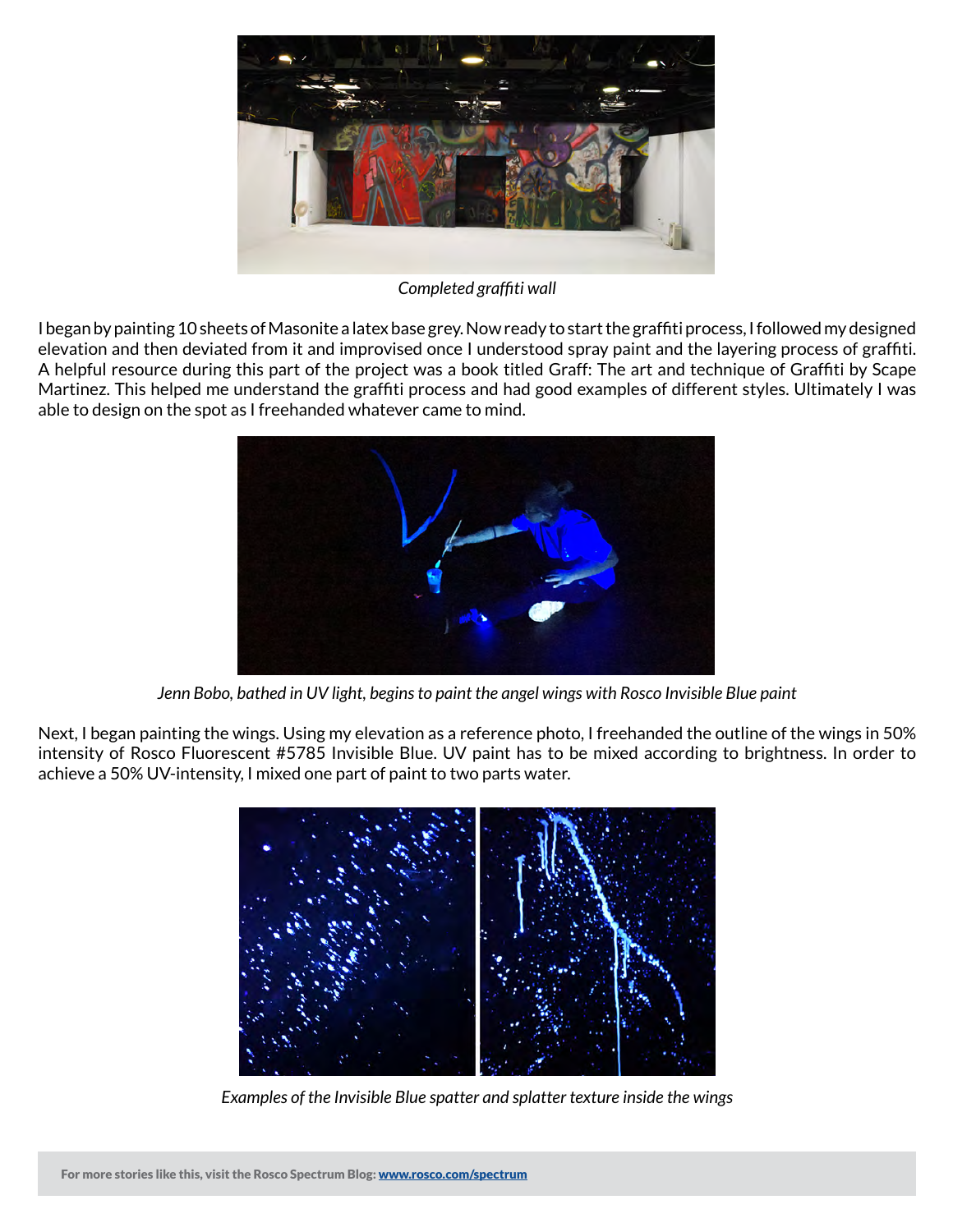*Completed graffiti wall*

I began by painting 10 sheets of Masonite a latex base grey. Now ready to start the graffiti process, I followed my designed elevation and then deviated from it and improvised once I understood spray paint and the layering process of graffiti. A helpful resource during this part of the project was a book titled Graff: The art and technique of Graffiti by Scape Martinez. This helped me understand the graffiti process and had good examples of different styles. Ultimately I was able to design on the spot as I freehanded whatever came to mind.

*Jenn Bobo, bathed in UV light, begins to paint the angel wings with Rosco Invisible Blue paint*

Next, I began painting the wings. Using my elevation as a reference photo, I freehanded the outline of the wings in 50% intensity of Rosco Fluorescent #5785 Invisible Blue. UV paint has to be mixed according to brightness. In order to achieve a 50% UV-intensity, I mixed one part of paint to two parts water.

*Examples of the Invisible Blue spatter and splatter texture inside the wings*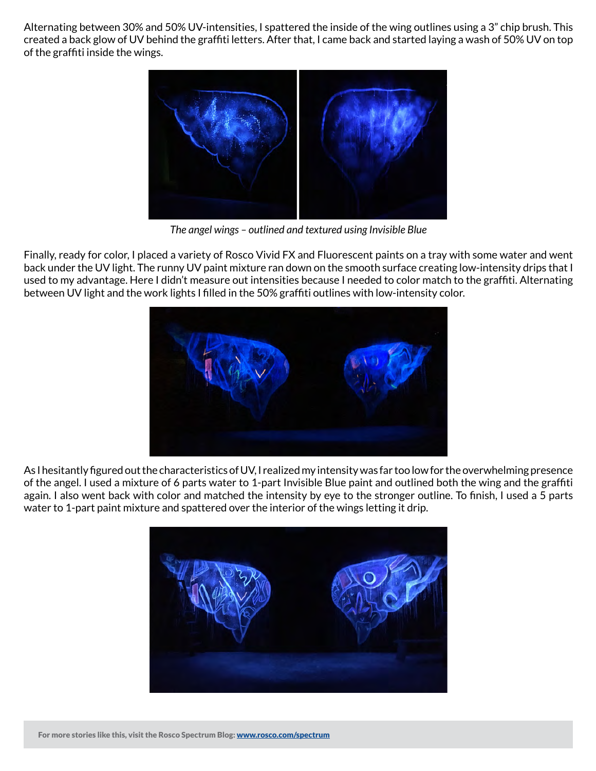Alternating between 30% and 50% UV-intensities, I spattered the inside of the wing outlines using a 3" chip brush. This created a back glow of UV behind the graffiti letters. After that, I came back and started laying a wash of 50% UV on top of the graffiti inside the wings.

*The angel wings – outlined and textured using Invisible Blue*

Finally, ready for color, I placed a variety of Rosco Vivid FX and Fluorescent paints on a tray with some water and went back under the UV light. The runny UV paint mixture ran down on the smooth surface creating low-intensity drips that I used to my advantage. Here I didn't measure out intensities because I needed to color match to the graffiti. Alternating between UV light and the work lights I filled in the 50% graffiti outlines with low-intensity color.

As I hesitantly figured out the characteristics of UV, I realized my intensity was far too low for the overwhelming presence of the angel. I used a mixture of 6 parts water to 1-part Invisible Blue paint and outlined both the wing and the graffiti again. I also went back with color and matched the intensity by eye to the stronger outline. To finish, I used a 5 parts water to 1-part paint mixture and spattered over the interior of the wings letting it drip.

**For more stories like this, visit the Rosco Spectrum Blog: www.rosco.com/spectrum**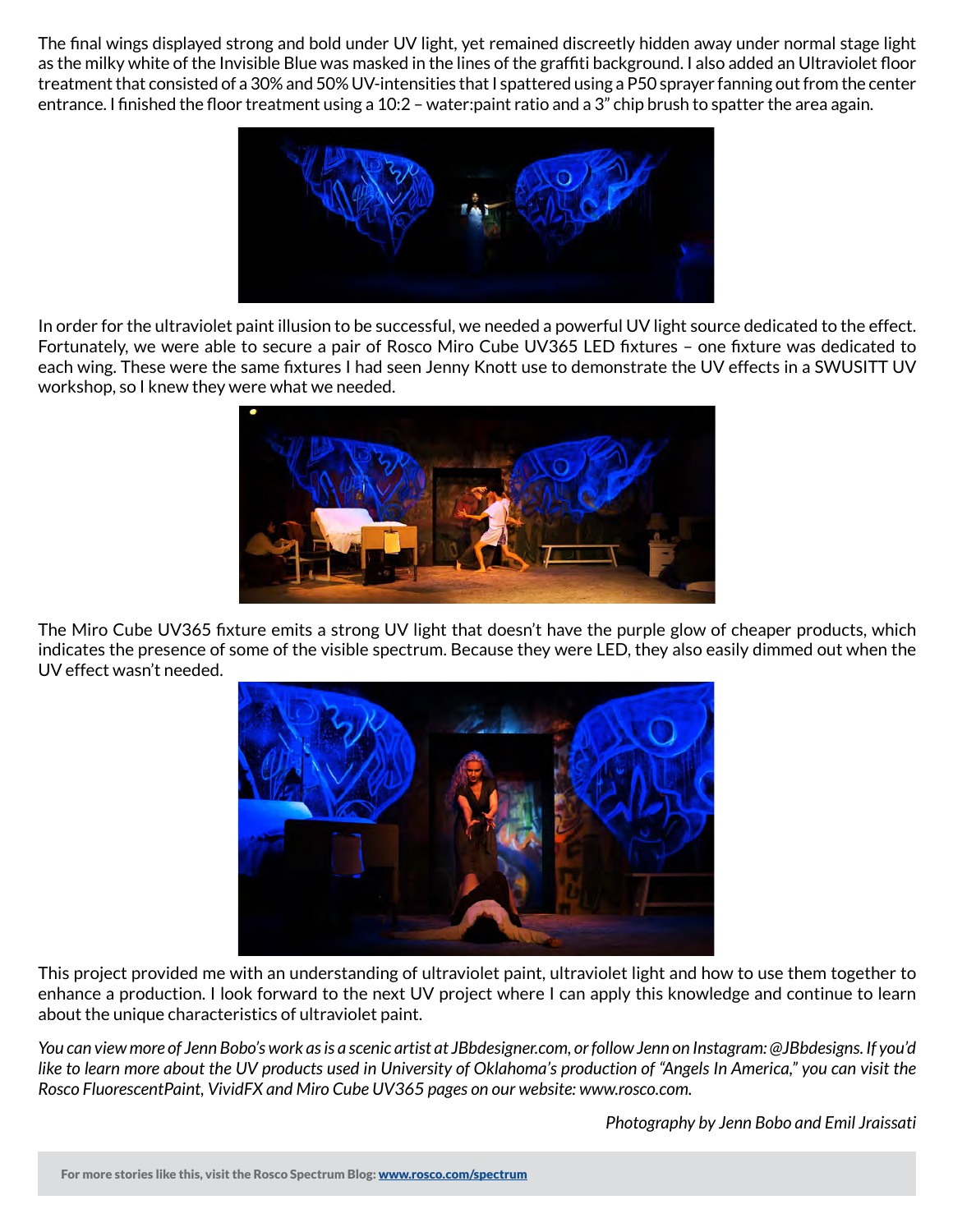The final wings displayed strong and bold under UV light, yet remained discreetly hidden away under normal stage light as the milky white of the Invisible Blue was masked in the lines of the graffiti background. I also added an Ultraviolet floor treatment that consisted of a 30% and 50% UV-intensities that I spattered using a P50 sprayer fanning out from the center entrance. I finished the floor treatment using a 10:2 – water:paint ratio and a 3" chip brush to spatter the area again.

In order for the ultraviolet paint illusion to be successful, we needed a powerful UV light source dedicated to the effect. Fortunately, we were able to secure a pair of Rosco Miro Cube UV365 LED fixtures – one fixture was dedicated to each wing. These were the same fixtures I had seen Jenny Knott use to demonstrate the UV effects in a SWUSITT UV workshop, so I knew they were what we needed.

The Miro Cube UV365 fixture emits a strong UV light that doesn't have the purple glow of cheaper products, which indicates the presence of some of the visible spectrum. Because they were LED, they also easily dimmed out when the UV effect wasn't needed.

This project provided me with an understanding of ultraviolet paint, ultraviolet light and how to use them together to enhance a production. I look forward to the next UV project where I can apply this knowledge and continue to learn about the unique characteristics of ultraviolet paint.

*You can view more of Jenn Bobo's work as is a scenic artist at JBbdesigner.com, or follow Jenn on Instagram: @JBbdesigns. If you'd like to learn more about the UV products used in University of Oklahoma's production of "Angels In America," you can visit the Rosco FluorescentPaint, VividFX and Miro Cube UV365 pages on our website: www.rosco.com.*

*Photography by Jenn Bobo and Emil Jraissati*

**For more stories like this, visit the Rosco Spectrum Blog: www.rosco.com/spectrum**